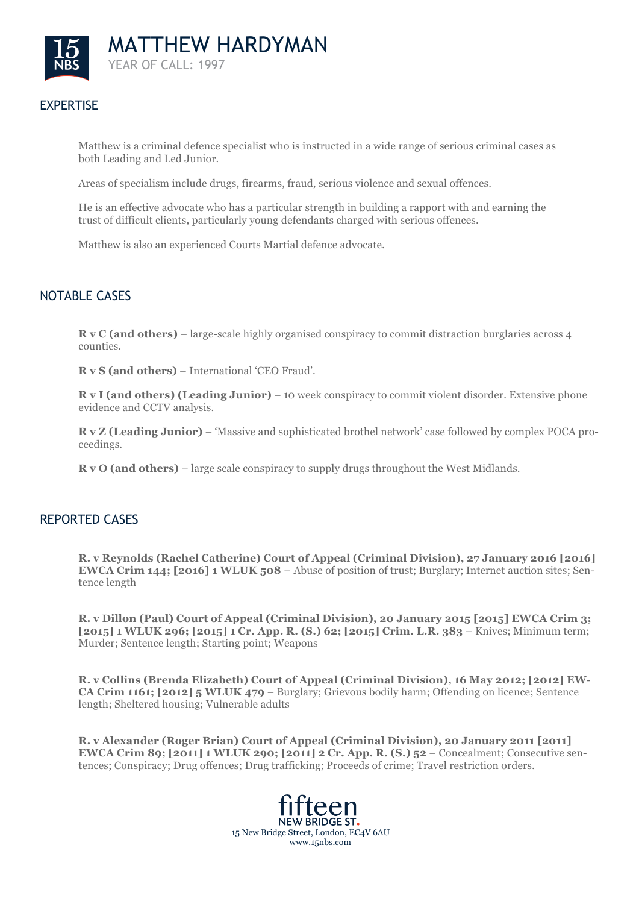# MATTHEW HARDYMAN

YEAR OF CALL: 1997

## EXPERTISE

Matthew is a criminal defence specialist who is instructed in a wide range of serious criminal cases as both Leading and Led Junior.

Areas of specialism include drugs, firearms, fraud, serious violence and sexual offences.

He is an effective advocate who has a particular strength in building a rapport with and earning the trust of difficult clients, particularly young defendants charged with serious offences.

Matthew is also an experienced Courts Martial defence advocate.

## NOTABLE CASES

**R v C (and others)** – large-scale highly organised conspiracy to commit distraction burglaries across 4 counties.

**R v S (and others)** – International 'CEO Fraud'.

**R v I (and others) (Leading Junior)** – 10 week conspiracy to commit violent disorder. Extensive phone evidence and CCTV analysis.

**R v Z (Leading Junior)** – 'Massive and sophisticated brothel network' case followed by complex POCA proceedings.

**R v O (and others)** – large scale conspiracy to supply drugs throughout the West Midlands.

## REPORTED CASES

**R. v Reynolds (Rachel Catherine) Court of Appeal (Criminal Division), 27 January 2016 [2016] EWCA Crim 144; [2016] 1 WLUK 508** – Abuse of position of trust; Burglary; Internet auction sites; Sentence length

**R. v Dillon (Paul) Court of Appeal (Criminal Division), 20 January 2015 [2015] EWCA Crim 3; [2015] 1 WLUK 296; [2015] 1 Cr. App. R. (S.) 62; [2015] Crim. L.R. 383** – Knives; Minimum term; Murder; Sentence length; Starting point; Weapons

**R. v Collins (Brenda Elizabeth) Court of Appeal (Criminal Division), 16 May 2012; [2012] EWCA Crim 1161; [2012] 5 WLUK 479** – Burglary; Grievous bodily harm; Offending on licence; Sentence length; Sheltered housing; Vulnerable adults

**R. v Alexander (Roger Brian) Court of Appeal (Criminal Division), 20 January 2011 [2011] EWCA Crim 89; [2011] 1 WLUK 290; [2011] 2 Cr. App. R. (S.) 52** – Concealment; Consecutive sentences; Conspiracy; Drug offences; Drug trafficking; Proceeds of crime; Travel restriction orders.

fifteen NEW BRIDGE ST.
15 New Bridge Street, London, EC4V 6AU
www.15nbs.com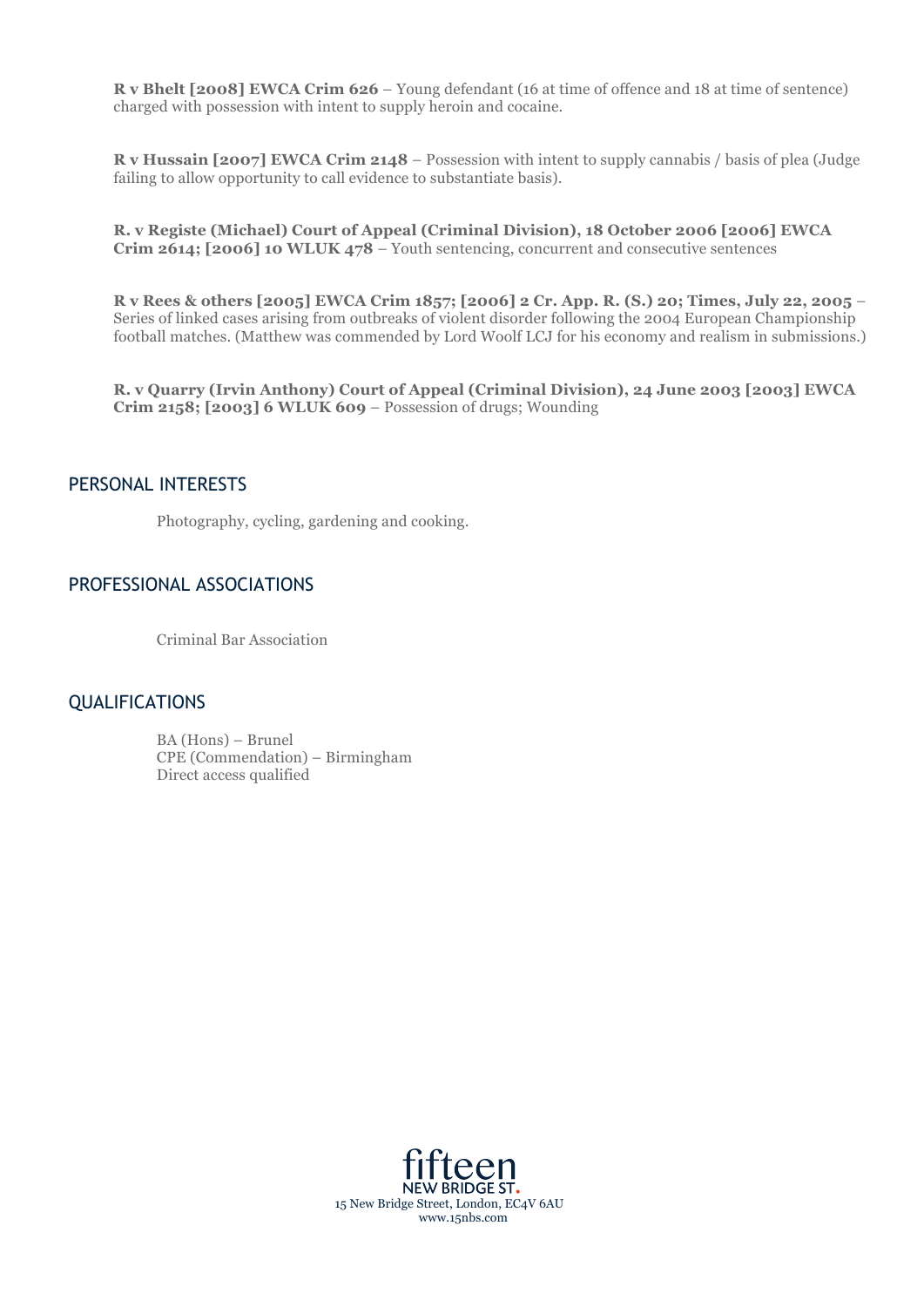**R v Bhelt [2008] EWCA Crim 626** – Young defendant (16 at time of offence and 18 at time of sentence) charged with possession with intent to supply heroin and cocaine.

**R v Hussain [2007] EWCA Crim 2148** – Possession with intent to supply cannabis / basis of plea (Judge failing to allow opportunity to call evidence to substantiate basis).

**R. v Registe (Michael) Court of Appeal (Criminal Division), 18 October 2006 [2006] EWCA Crim 2614; [2006] 10 WLUK 478** – Youth sentencing, concurrent and consecutive sentences

**R v Rees & others [2005] EWCA Crim 1857; [2006] 2 Cr. App. R. (S.) 20; Times, July 22, 2005** – Series of linked cases arising from outbreaks of violent disorder following the 2004 European Championship football matches. (Matthew was commended by Lord Woolf LCJ for his economy and realism in submissions.)

**R. v Quarry (Irvin Anthony) Court of Appeal (Criminal Division), 24 June 2003 [2003] EWCA Crim 2158; [2003] 6 WLUK 609** – Possession of drugs; Wounding

## PERSONAL INTERESTS

Photography, cycling, gardening and cooking.

## PROFESSIONAL ASSOCIATIONS

Criminal Bar Association

## QUALIFICATIONS

BA (Hons) – Brunel
CPE (Commendation) – Birmingham
Direct access qualified

fifteen
NEW BRIDGE ST.
15 New Bridge Street, London, EC4V 6AU
www.15nbs.com